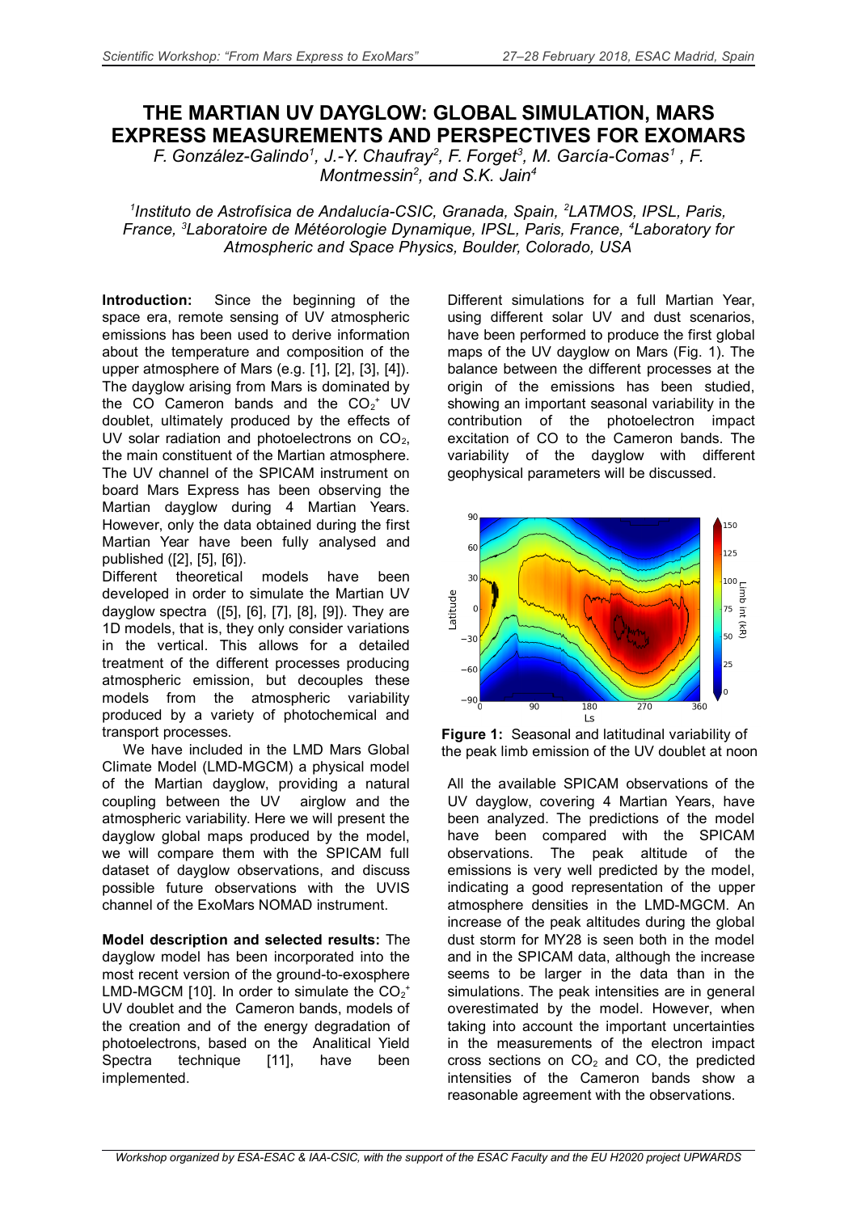# THE MARTIAN UV DAYGLOW: GLOBAL SIMULATION, MARS EXPRESS MEASUREMENTS AND PERSPECTIVES FOR EXOMARS

*F. González-Galindo[1], J.-Y. Chaufray[2], F. Forget[3], M. García-Comas[1], F. Montmessin[2], and S.K. Jain[4]*

*[1]Instituto de Astrofísica de Andalucía-CSIC, Granada, Spain, [2]LATMOS, IPSL, Paris, France, [3]Laboratoire de Météorologie Dynamique, IPSL, Paris, France, [4]Laboratory for Atmospheric and Space Physics, Boulder, Colorado, USA*

**Introduction:** Since the beginning of the space era, remote sensing of UV atmospheric emissions has been used to derive information about the temperature and composition of the upper atmosphere of Mars (e.g. [1], [2], [3], [4]). The dayglow arising from Mars is dominated by the CO Cameron bands and the $CO_2^+$ UV doublet, ultimately produced by the effects of UV solar radiation and photoelectrons on $CO_2$, the main constituent of the Martian atmosphere. The UV channel of the SPICAM instrument on board Mars Express has been observing the Martian dayglow during 4 Martian Years. However, only the data obtained during the first Martian Year have been fully analysed and published ([2], [5], [6]).

Different theoretical models have been developed in order to simulate the Martian UV dayglow spectra ([5], [6], [7], [8], [9]). They are 1D models, that is, they only consider variations in the vertical. This allows for a detailed treatment of the different processes producing atmospheric emission, but decouples these models from the atmospheric variability produced by a variety of photochemical and transport processes.

We have included in the LMD Mars Global Climate Model (LMD-MGCM) a physical model of the Martian dayglow, providing a natural coupling between the UV airglow and the atmospheric variability. Here we will present the dayglow global maps produced by the model, we will compare them with the SPICAM full dataset of dayglow observations, and discuss possible future observations with the UVIS channel of the ExoMars NOMAD instrument.

**Model description and selected results:** The dayglow model has been incorporated into the most recent version of the ground-to-exosphere LMD-MGCM [10]. In order to simulate the $CO_2^+$ UV doublet and the Cameron bands, models of the creation and of the energy degradation of photoelectrons, based on the Analitical Yield Spectra technique [11], have been implemented.

Different simulations for a full Martian Year, using different solar UV and dust scenarios, have been performed to produce the first global maps of the UV dayglow on Mars (Fig. 1). The balance between the different processes at the origin of the emissions has been studied, showing an important seasonal variability in the contribution of the photoelectron impact excitation of CO to the Cameron bands. The variability of the dayglow with different geophysical parameters will be discussed.

**Figure 1:** Seasonal and latitudinal variability of the peak limb emission of the UV doublet at noon

All the available SPICAM observations of the UV dayglow, covering 4 Martian Years, have been analyzed. The predictions of the model have been compared with the SPICAM observations. The peak altitude of the emissions is very well predicted by the model, indicating a good representation of the upper atmosphere densities in the LMD-MGCM. An increase of the peak altitudes during the global dust storm for MY28 is seen both in the model and in the SPICAM data, although the increase seems to be larger in the data than in the simulations. The peak intensities are in general overestimated by the model. However, when taking into account the important uncertainties in the measurements of the electron impact cross sections on $CO_2$ and CO, the predicted intensities of the Cameron bands show a reasonable agreement with the observations.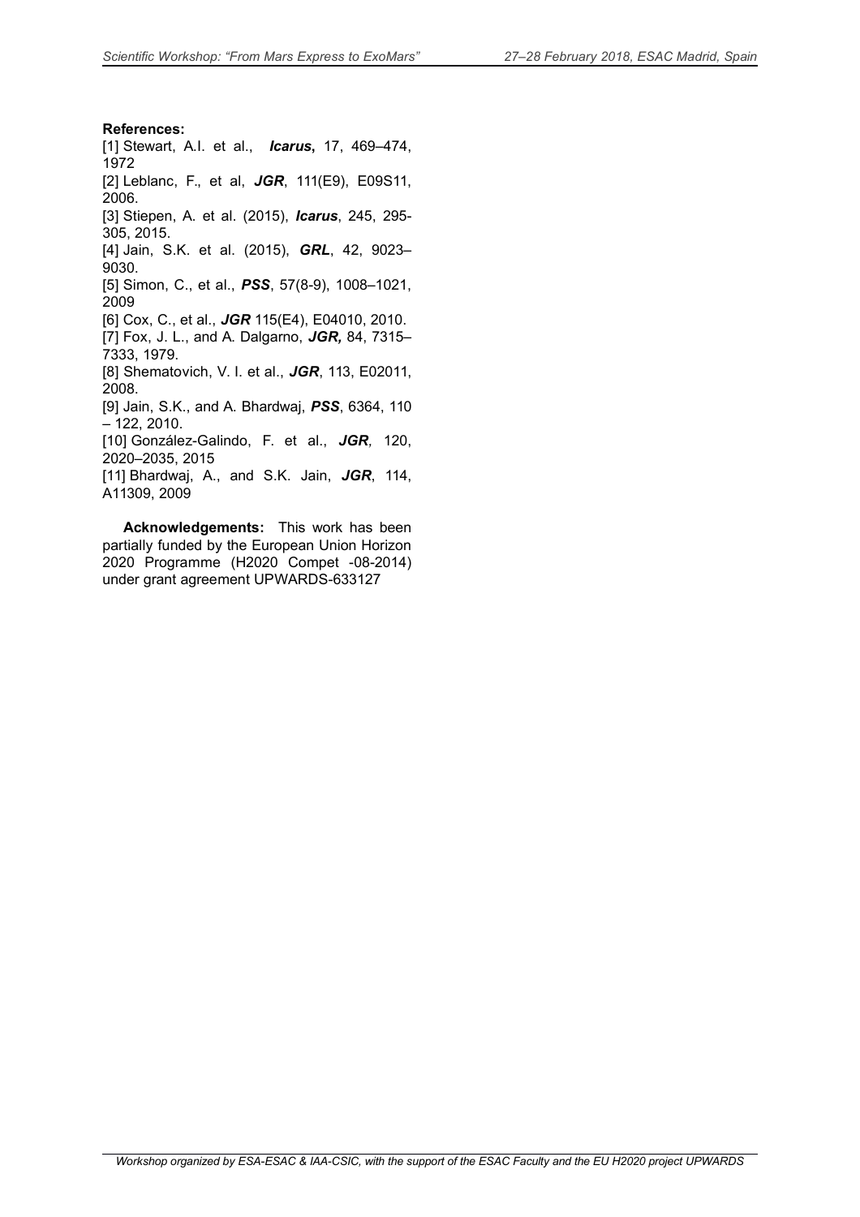**References:**

[1] Stewart, A.I. et al., ***Icarus***, 17, 469–474, 1972

[2] Leblanc, F., et al, ***JGR***, 111(E9), E09S11, 2006.

[3] Stiepen, A. et al. (2015), ***Icarus***, 245, 295-305, 2015.

[4] Jain, S.K. et al. (2015), ***GRL***, 42, 9023–9030.

[5] Simon, C., et al., ***PSS***, 57(8-9), 1008–1021, 2009

[6] Cox, C., et al., ***JGR*** 115(E4), E04010, 2010.

[7] Fox, J. L., and A. Dalgarno, ***JGR,*** 84, 7315–7333, 1979.

[8] Shematovich, V. I. et al., ***JGR***, 113, E02011, 2008.

[9] Jain, S.K., and A. Bhardwaj, ***PSS***, 6364, 110 – 122, 2010.

[10] González-Galindo, F. et al., ***JGR***, 120, 2020–2035, 2015

[11] Bhardwaj, A., and S.K. Jain, ***JGR***, 114, A11309, 2009

**Acknowledgements:** This work has been partially funded by the European Union Horizon 2020 Programme (H2020 Compet -08-2014) under grant agreement UPWARDS-633127